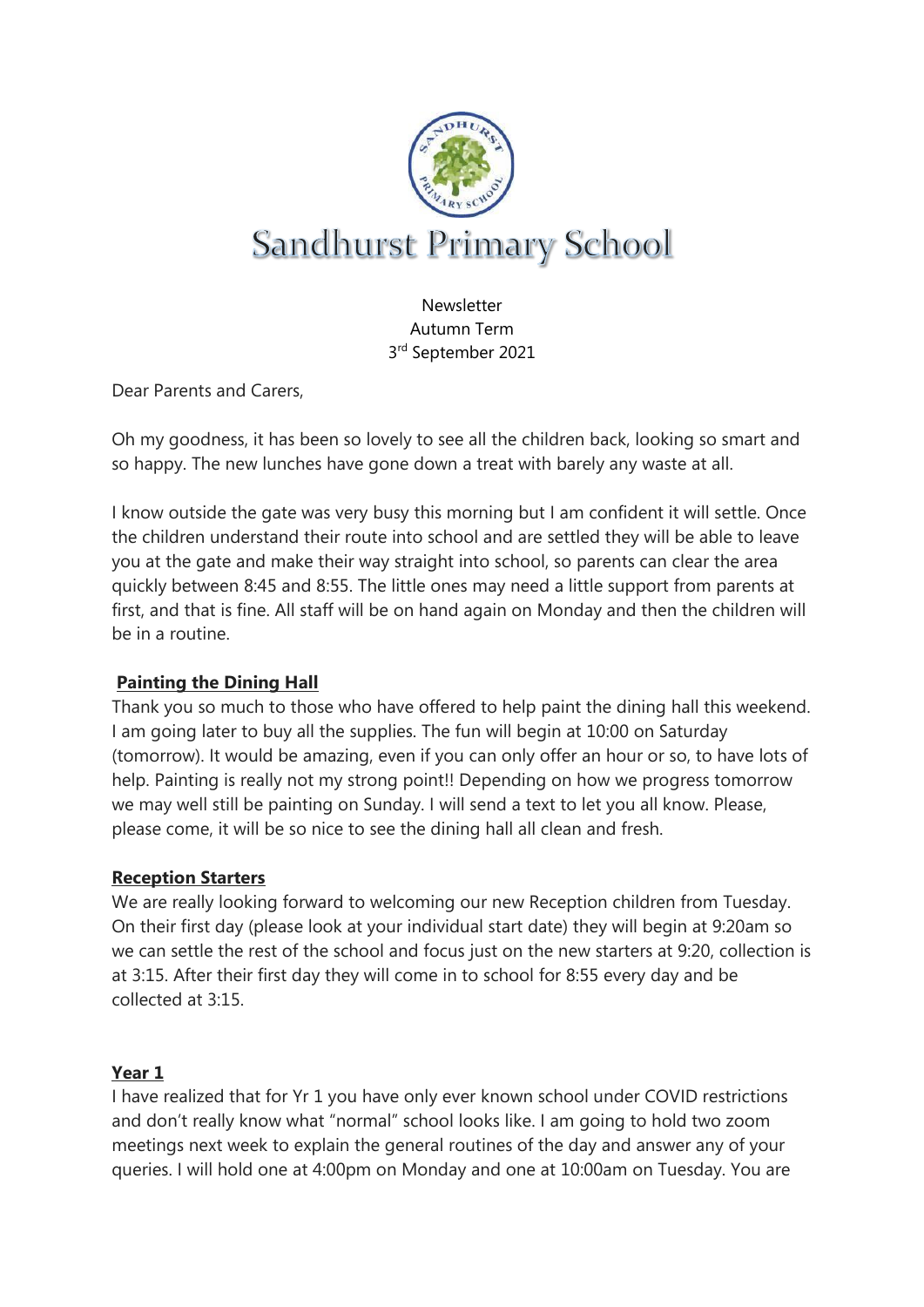# Sandhurst Primary School

Newsletter
Autumn Term
3rd September 2021

Dear Parents and Carers,

Oh my goodness, it has been so lovely to see all the children back, looking so smart and so happy. The new lunches have gone down a treat with barely any waste at all.

I know outside the gate was very busy this morning but I am confident it will settle. Once the children understand their route into school and are settled they will be able to leave you at the gate and make their way straight into school, so parents can clear the area quickly between 8:45 and 8:55. The little ones may need a little support from parents at first, and that is fine. All staff will be on hand again on Monday and then the children will be in a routine.

## Painting the Dining Hall

Thank you so much to those who have offered to help paint the dining hall this weekend. I am going later to buy all the supplies. The fun will begin at 10:00 on Saturday (tomorrow). It would be amazing, even if you can only offer an hour or so, to have lots of help. Painting is really not my strong point!! Depending on how we progress tomorrow we may well still be painting on Sunday. I will send a text to let you all know. Please, please come, it will be so nice to see the dining hall all clean and fresh.

## Reception Starters

We are really looking forward to welcoming our new Reception children from Tuesday. On their first day (please look at your individual start date) they will begin at 9:20am so we can settle the rest of the school and focus just on the new starters at 9:20, collection is at 3:15. After their first day they will come in to school for 8:55 every day and be collected at 3:15.

## Year 1

I have realized that for Yr 1 you have only ever known school under COVID restrictions and don't really know what "normal" school looks like. I am going to hold two zoom meetings next week to explain the general routines of the day and answer any of your queries. I will hold one at 4:00pm on Monday and one at 10:00am on Tuesday. You are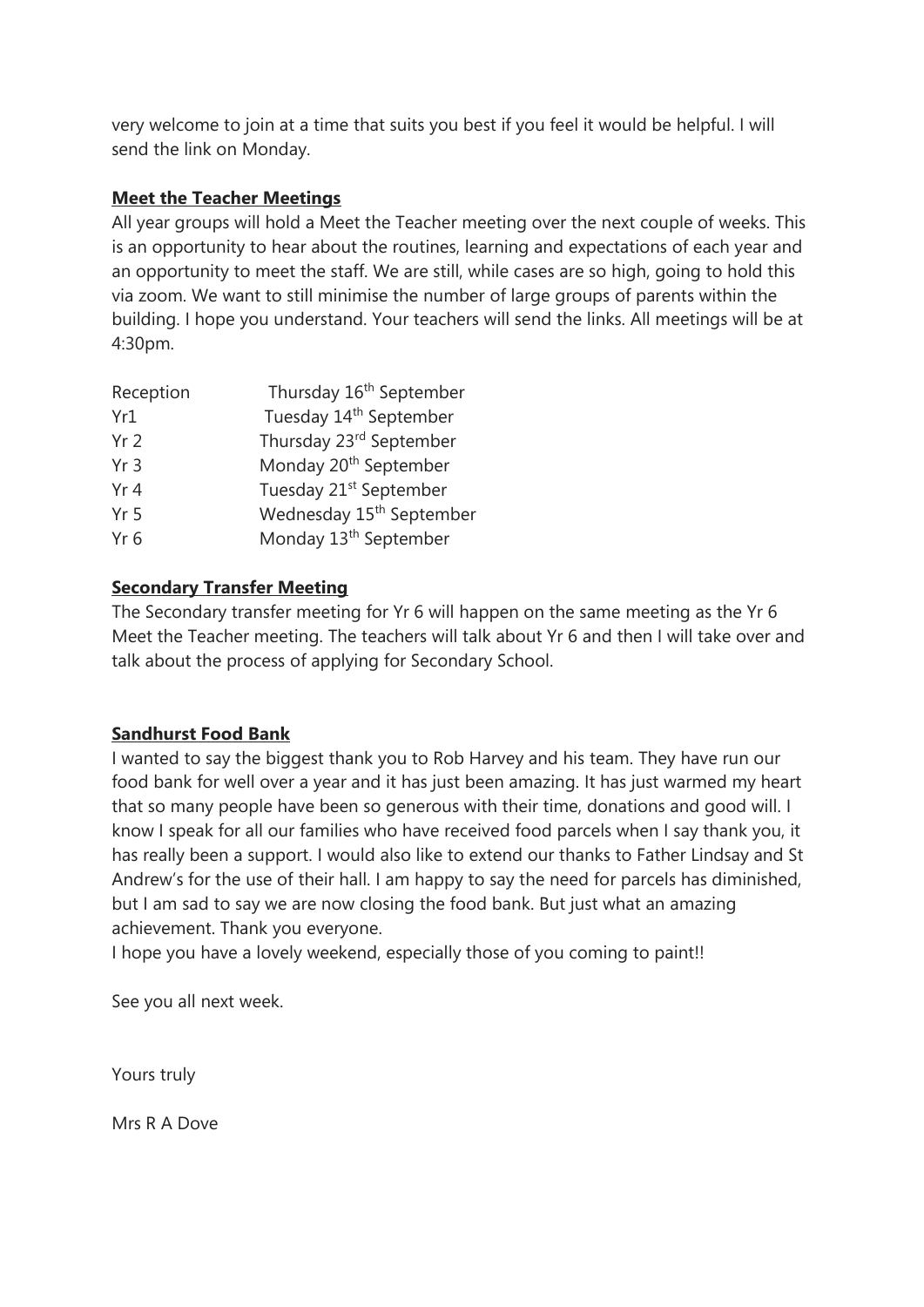very welcome to join at a time that suits you best if you feel it would be helpful. I will send the link on Monday.

**Meet the Teacher Meetings**

All year groups will hold a Meet the Teacher meeting over the next couple of weeks. This is an opportunity to hear about the routines, learning and expectations of each year and an opportunity to meet the staff. We are still, while cases are so high, going to hold this via zoom. We want to still minimise the number of large groups of parents within the building. I hope you understand. Your teachers will send the links. All meetings will be at 4:30pm.

| | |
|---|---|
| Reception | Thursday 16th September |
| Yr1 | Tuesday 14th September |
| Yr 2 | Thursday 23rd September |
| Yr 3 | Monday 20th September |
| Yr 4 | Tuesday 21st September |
| Yr 5 | Wednesday 15th September |
| Yr 6 | Monday 13th September |

**Secondary Transfer Meeting**

The Secondary transfer meeting for Yr 6 will happen on the same meeting as the Yr 6 Meet the Teacher meeting. The teachers will talk about Yr 6 and then I will take over and talk about the process of applying for Secondary School.

**Sandhurst Food Bank**

I wanted to say the biggest thank you to Rob Harvey and his team. They have run our food bank for well over a year and it has just been amazing. It has just warmed my heart that so many people have been so generous with their time, donations and good will. I know I speak for all our families who have received food parcels when I say thank you, it has really been a support. I would also like to extend our thanks to Father Lindsay and St Andrew's for the use of their hall. I am happy to say the need for parcels has diminished, but I am sad to say we are now closing the food bank. But just what an amazing achievement. Thank you everyone.

I hope you have a lovely weekend, especially those of you coming to paint!!

See you all next week.

Yours truly

Mrs R A Dove